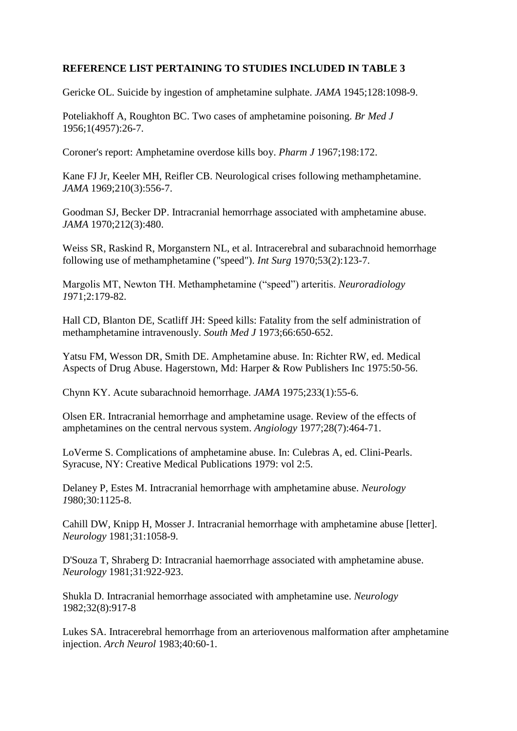**REFERENCE LIST PERTAINING TO STUDIES INCLUDED IN TABLE 3**

Gericke OL. Suicide by ingestion of amphetamine sulphate. *JAMA* 1945;128:1098-9.

Poteliakhoff A, Roughton BC. Two cases of amphetamine poisoning. *Br Med J* 1956;1(4957):26-7.

Coroner's report: Amphetamine overdose kills boy. *Pharm J* 1967;198:172.

Kane FJ Jr, Keeler MH, Reifler CB. Neurological crises following methamphetamine. *JAMA* 1969;210(3):556-7.

Goodman SJ, Becker DP. Intracranial hemorrhage associated with amphetamine abuse. *JAMA* 1970;212(3):480.

Weiss SR, Raskind R, Morganstern NL, et al. Intracerebral and subarachnoid hemorrhage following use of methamphetamine ("speed"). *Int Surg* 1970;53(2):123-7.

Margolis MT, Newton TH. Methamphetamine ("speed") arteritis. *Neuroradiology 1*971;2:179-82.

Hall CD, Blanton DE, Scatliff JH: Speed kills: Fatality from the self administration of methamphetamine intravenously. *South Med J* 1973;66:650-652.

Yatsu FM, Wesson DR, Smith DE. Amphetamine abuse. In: Richter RW, ed. Medical Aspects of Drug Abuse. Hagerstown, Md: Harper & Row Publishers Inc 1975:50-56.

Chynn KY. Acute subarachnoid hemorrhage. *JAMA* 1975;233(1):55-6.

Olsen ER. Intracranial hemorrhage and amphetamine usage. Review of the effects of amphetamines on the central nervous system. *Angiology* 1977;28(7):464-71.

LoVerme S. Complications of amphetamine abuse. In: Culebras A, ed. Clini-Pearls. Syracuse, NY: Creative Medical Publications 1979: vol 2:5.

Delaney P, Estes M. Intracranial hemorrhage with amphetamine abuse. *Neurology 1*980;30:1125-8.

Cahill DW, Knipp H, Mosser J. Intracranial hemorrhage with amphetamine abuse [letter]. *Neurology* 1981;31:1058-9.

D'Souza T, Shraberg D: Intracranial haemorrhage associated with amphetamine abuse. *Neurology* 1981;31:922-923.

Shukla D. Intracranial hemorrhage associated with amphetamine use. *Neurology* 1982;32(8):917-8

Lukes SA. Intracerebral hemorrhage from an arteriovenous malformation after amphetamine injection. *Arch Neurol* 1983;40:60-1.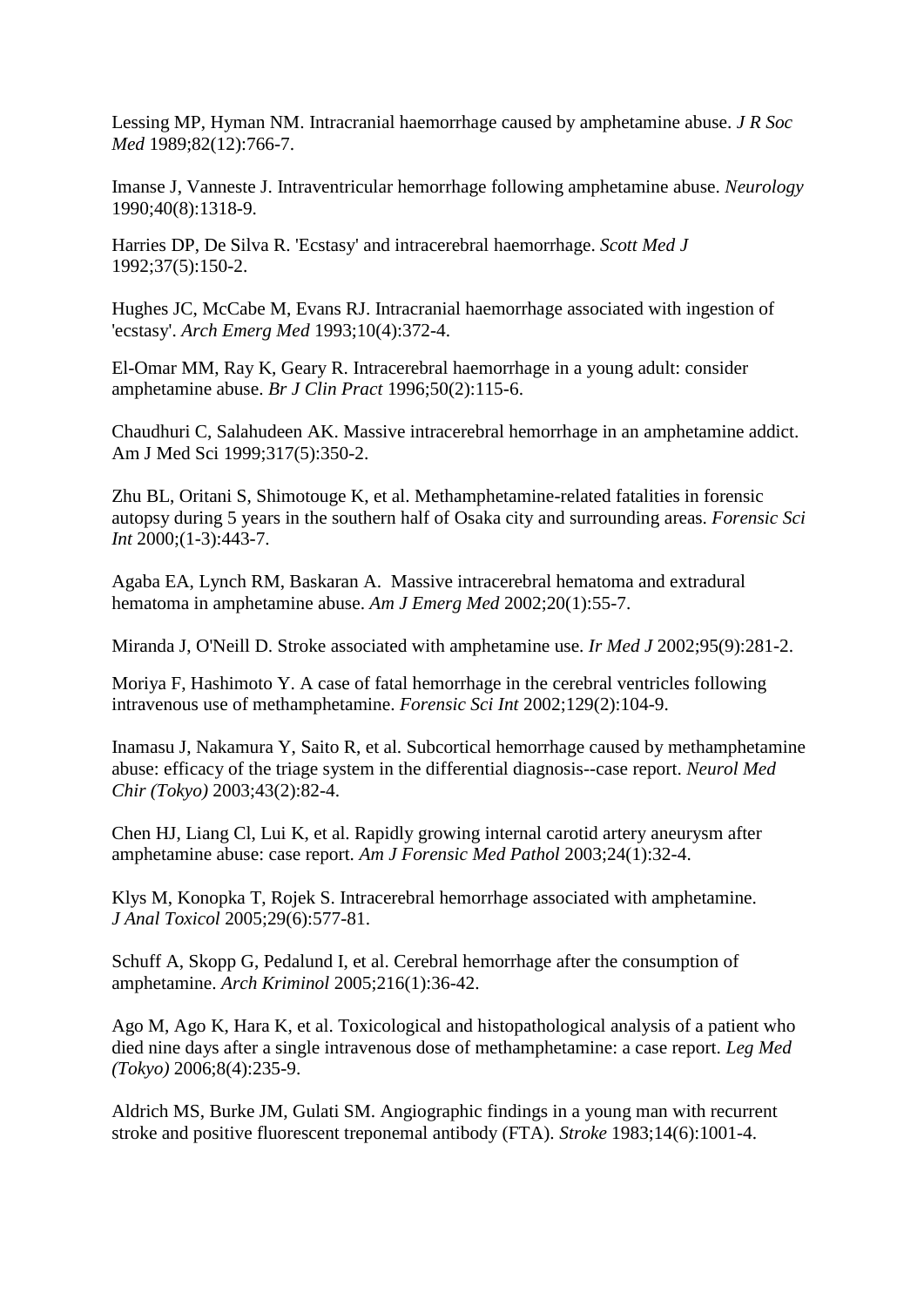Lessing MP, Hyman NM. Intracranial haemorrhage caused by amphetamine abuse. *J R Soc Med* 1989;82(12):766-7.

Imanse J, Vanneste J. Intraventricular hemorrhage following amphetamine abuse. *Neurology* 1990;40(8):1318-9.

Harries DP, De Silva R. 'Ecstasy' and intracerebral haemorrhage. *Scott Med J* 1992;37(5):150-2.

Hughes JC, McCabe M, Evans RJ. Intracranial haemorrhage associated with ingestion of 'ecstasy'. *Arch Emerg Med* 1993;10(4):372-4.

El-Omar MM, Ray K, Geary R. Intracerebral haemorrhage in a young adult: consider amphetamine abuse. *Br J Clin Pract* 1996;50(2):115-6.

Chaudhuri C, Salahudeen AK. Massive intracerebral hemorrhage in an amphetamine addict. Am J Med Sci 1999;317(5):350-2.

Zhu BL, Oritani S, Shimotouge K, et al. Methamphetamine-related fatalities in forensic autopsy during 5 years in the southern half of Osaka city and surrounding areas. *Forensic Sci Int* 2000;(1-3):443-7.

Agaba EA, Lynch RM, Baskaran A. Massive intracerebral hematoma and extradural hematoma in amphetamine abuse. *Am J Emerg Med* 2002;20(1):55-7.

Miranda J, O'Neill D. Stroke associated with amphetamine use. *Ir Med J* 2002;95(9):281-2.

Moriya F, Hashimoto Y. A case of fatal hemorrhage in the cerebral ventricles following intravenous use of methamphetamine. *Forensic Sci Int* 2002;129(2):104-9.

Inamasu J, Nakamura Y, Saito R, et al. Subcortical hemorrhage caused by methamphetamine abuse: efficacy of the triage system in the differential diagnosis--case report. *Neurol Med Chir (Tokyo)* 2003;43(2):82-4.

Chen HJ, Liang Cl, Lui K, et al. Rapidly growing internal carotid artery aneurysm after amphetamine abuse: case report. *Am J Forensic Med Pathol* 2003;24(1):32-4.

Klys M, Konopka T, Rojek S. Intracerebral hemorrhage associated with amphetamine. *J Anal Toxicol* 2005;29(6):577-81.

Schuff A, Skopp G, Pedalund I, et al. Cerebral hemorrhage after the consumption of amphetamine. *Arch Kriminol* 2005;216(1):36-42.

Ago M, Ago K, Hara K, et al. Toxicological and histopathological analysis of a patient who died nine days after a single intravenous dose of methamphetamine: a case report. *Leg Med (Tokyo)* 2006;8(4):235-9.

Aldrich MS, Burke JM, Gulati SM. Angiographic findings in a young man with recurrent stroke and positive fluorescent treponemal antibody (FTA). *Stroke* 1983;14(6):1001-4.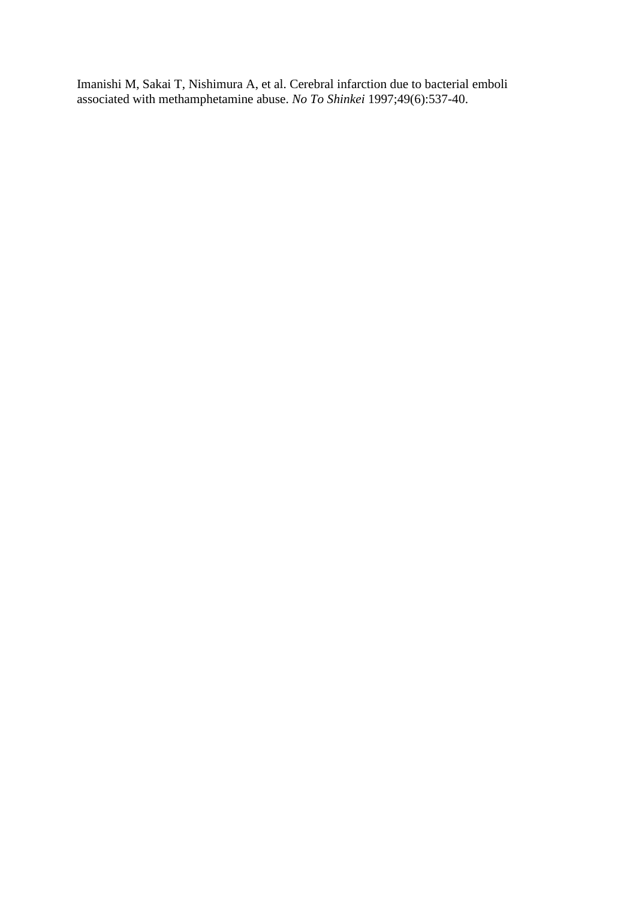Imanishi M, Sakai T, Nishimura A, et al. Cerebral infarction due to bacterial emboli associated with methamphetamine abuse. *No To Shinkei* 1997;49(6):537-40.